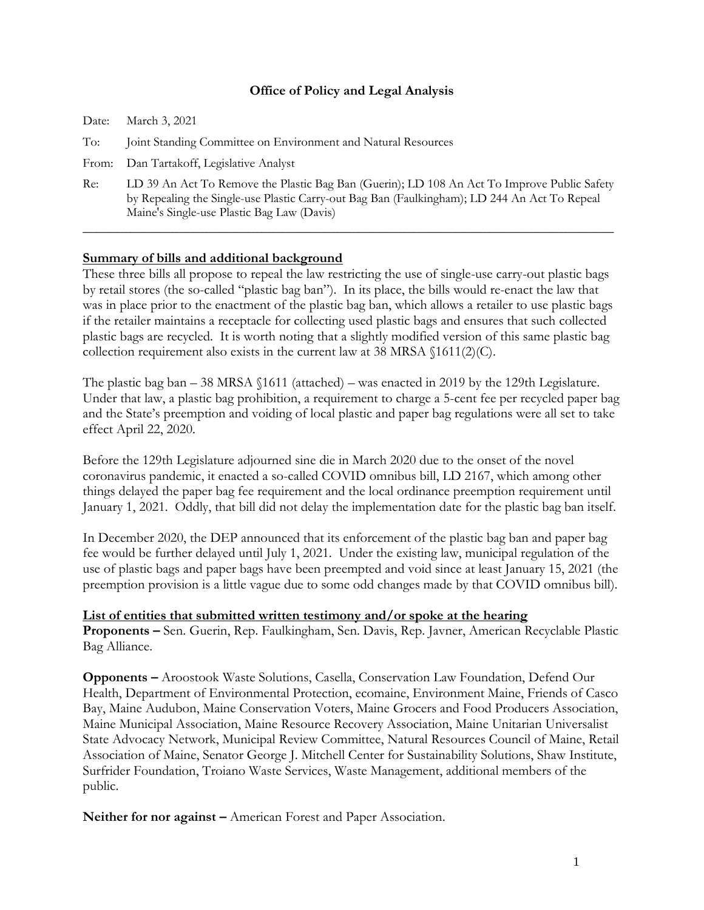**Office of Policy and Legal Analysis**

Date: March 3, 2021

To: Joint Standing Committee on Environment and Natural Resources

From: Dan Tartakoff, Legislative Analyst

Re: LD 39 An Act To Remove the Plastic Bag Ban (Guerin); LD 108 An Act To Improve Public Safety by Repealing the Single-use Plastic Carry-out Bag Ban (Faulkingham); LD 244 An Act To Repeal Maine's Single-use Plastic Bag Law (Davis)

---

**Summary of bills and additional background**

These three bills all propose to repeal the law restricting the use of single-use carry-out plastic bags by retail stores (the so-called "plastic bag ban"). In its place, the bills would re-enact the law that was in place prior to the enactment of the plastic bag ban, which allows a retailer to use plastic bags if the retailer maintains a receptacle for collecting used plastic bags and ensures that such collected plastic bags are recycled. It is worth noting that a slightly modified version of this same plastic bag collection requirement also exists in the current law at 38 MRSA §1611(2)(C).

The plastic bag ban – 38 MRSA §1611 (attached) – was enacted in 2019 by the 129th Legislature. Under that law, a plastic bag prohibition, a requirement to charge a 5-cent fee per recycled paper bag and the State's preemption and voiding of local plastic and paper bag regulations were all set to take effect April 22, 2020.

Before the 129th Legislature adjourned sine die in March 2020 due to the onset of the novel coronavirus pandemic, it enacted a so-called COVID omnibus bill, LD 2167, which among other things delayed the paper bag fee requirement and the local ordinance preemption requirement until January 1, 2021. Oddly, that bill did not delay the implementation date for the plastic bag ban itself.

In December 2020, the DEP announced that its enforcement of the plastic bag ban and paper bag fee would be further delayed until July 1, 2021. Under the existing law, municipal regulation of the use of plastic bags and paper bags have been preempted and void since at least January 15, 2021 (the preemption provision is a little vague due to some odd changes made by that COVID omnibus bill).

**List of entities that submitted written testimony and/or spoke at the hearing**

**Proponents –** Sen. Guerin, Rep. Faulkingham, Sen. Davis, Rep. Javner, American Recyclable Plastic Bag Alliance.

**Opponents –** Aroostook Waste Solutions, Casella, Conservation Law Foundation, Defend Our Health, Department of Environmental Protection, ecomaine, Environment Maine, Friends of Casco Bay, Maine Audubon, Maine Conservation Voters, Maine Grocers and Food Producers Association, Maine Municipal Association, Maine Resource Recovery Association, Maine Unitarian Universalist State Advocacy Network, Municipal Review Committee, Natural Resources Council of Maine, Retail Association of Maine, Senator George J. Mitchell Center for Sustainability Solutions, Shaw Institute, Surfrider Foundation, Troiano Waste Services, Waste Management, additional members of the public.

**Neither for nor against –** American Forest and Paper Association.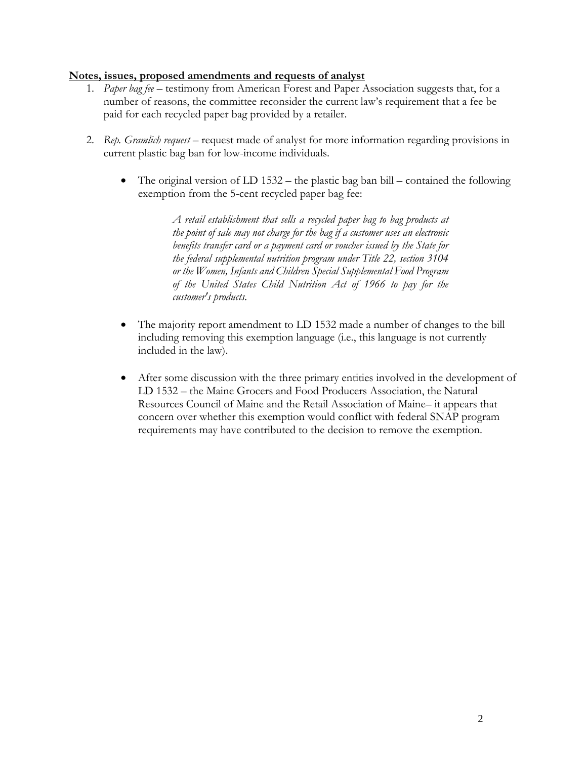**<u>Notes, issues, proposed amendments and requests of analyst</u>**

1. *Paper bag fee* – testimony from American Forest and Paper Association suggests that, for a number of reasons, the committee reconsider the current law's requirement that a fee be paid for each recycled paper bag provided by a retailer.

2. *Rep. Gramlich request* – request made of analyst for more information regarding provisions in current plastic bag ban for low-income individuals.

   - The original version of LD 1532 – the plastic bag ban bill – contained the following exemption from the 5-cent recycled paper bag fee:

     > *A retail establishment that sells a recycled paper bag to bag products at the point of sale may not charge for the bag if a customer uses an electronic benefits transfer card or a payment card or voucher issued by the State for the federal supplemental nutrition program under Title 22, section 3104 or the Women, Infants and Children Special Supplemental Food Program of the United States Child Nutrition Act of 1966 to pay for the customer's products.*

   - The majority report amendment to LD 1532 made a number of changes to the bill including removing this exemption language (i.e., this language is not currently included in the law).

   - After some discussion with the three primary entities involved in the development of LD 1532 – the Maine Grocers and Food Producers Association, the Natural Resources Council of Maine and the Retail Association of Maine– it appears that concern over whether this exemption would conflict with federal SNAP program requirements may have contributed to the decision to remove the exemption.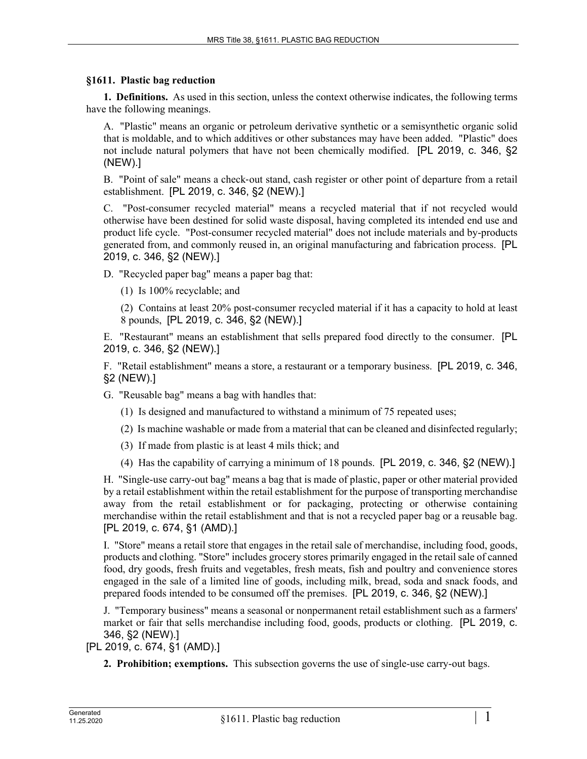### §1611. Plastic bag reduction

**1. Definitions.** As used in this section, unless the context otherwise indicates, the following terms have the following meanings.

A. "Plastic" means an organic or petroleum derivative synthetic or a semisynthetic organic solid that is moldable, and to which additives or other substances may have been added. "Plastic" does not include natural polymers that have not been chemically modified. [PL 2019, c. 346, §2 (NEW).]

B. "Point of sale" means a check-out stand, cash register or other point of departure from a retail establishment. [PL 2019, c. 346, §2 (NEW).]

C. "Post-consumer recycled material" means a recycled material that if not recycled would otherwise have been destined for solid waste disposal, having completed its intended end use and product life cycle. "Post-consumer recycled material" does not include materials and by-products generated from, and commonly reused in, an original manufacturing and fabrication process. [PL 2019, c. 346, §2 (NEW).]

D. "Recycled paper bag" means a paper bag that:

(1) Is 100% recyclable; and

(2) Contains at least 20% post-consumer recycled material if it has a capacity to hold at least 8 pounds, [PL 2019, c. 346, §2 (NEW).]

E. "Restaurant" means an establishment that sells prepared food directly to the consumer. [PL 2019, c. 346, §2 (NEW).]

F. "Retail establishment" means a store, a restaurant or a temporary business. [PL 2019, c. 346, §2 (NEW).]

G. "Reusable bag" means a bag with handles that:

(1) Is designed and manufactured to withstand a minimum of 75 repeated uses;

(2) Is machine washable or made from a material that can be cleaned and disinfected regularly;

(3) If made from plastic is at least 4 mils thick; and

(4) Has the capability of carrying a minimum of 18 pounds. [PL 2019, c. 346, §2 (NEW).]

H. "Single-use carry-out bag" means a bag that is made of plastic, paper or other material provided by a retail establishment within the retail establishment for the purpose of transporting merchandise away from the retail establishment or for packaging, protecting or otherwise containing merchandise within the retail establishment and that is not a recycled paper bag or a reusable bag. [PL 2019, c. 674, §1 (AMD).]

I. "Store" means a retail store that engages in the retail sale of merchandise, including food, goods, products and clothing. "Store" includes grocery stores primarily engaged in the retail sale of canned food, dry goods, fresh fruits and vegetables, fresh meats, fish and poultry and convenience stores engaged in the sale of a limited line of goods, including milk, bread, soda and snack foods, and prepared foods intended to be consumed off the premises. [PL 2019, c. 346, §2 (NEW).]

J. "Temporary business" means a seasonal or nonpermanent retail establishment such as a farmers' market or fair that sells merchandise including food, goods, products or clothing. [PL 2019, c. 346, §2 (NEW).]

[PL 2019, c. 674, §1 (AMD).]

**2. Prohibition; exemptions.** This subsection governs the use of single-use carry-out bags.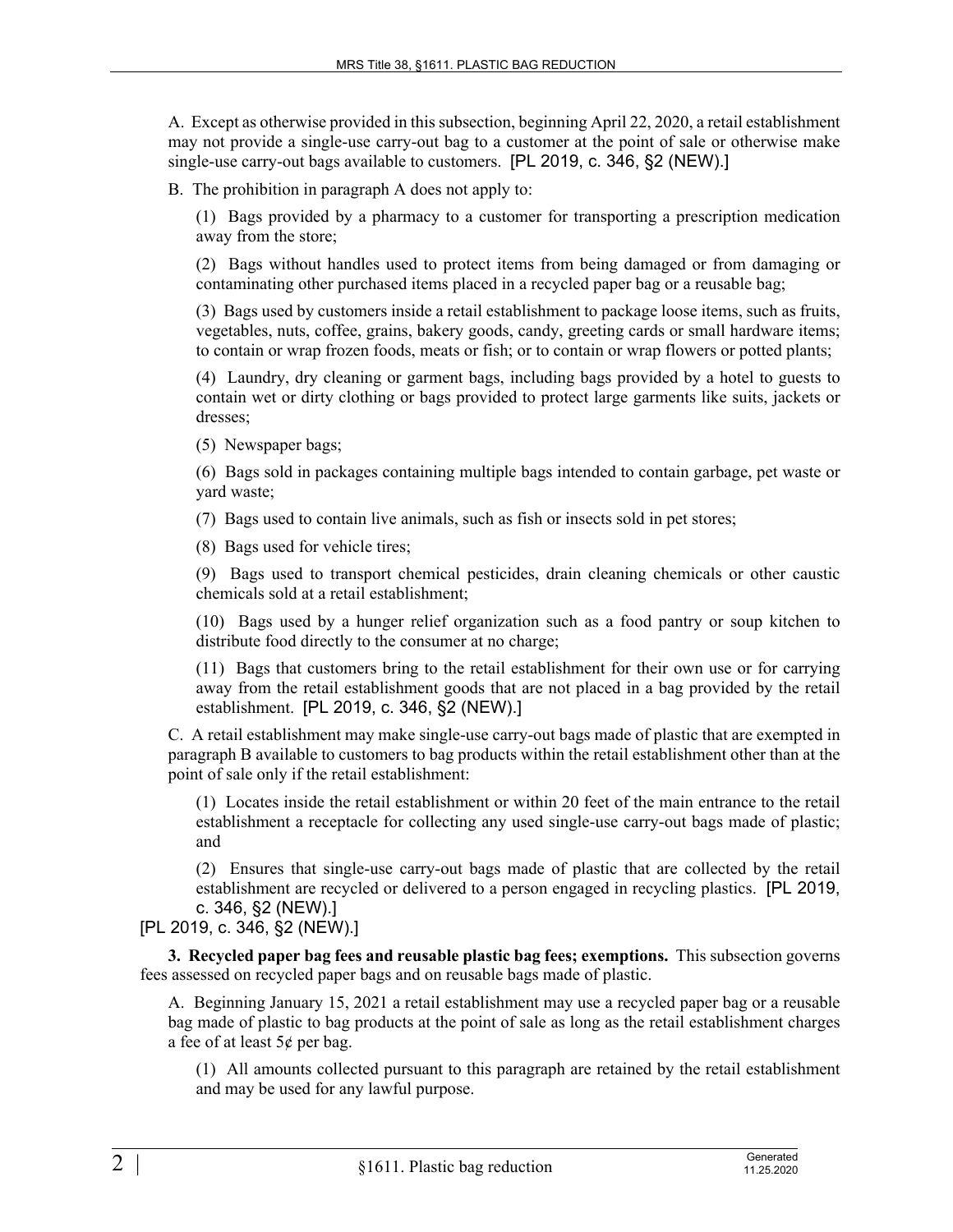A. Except as otherwise provided in this subsection, beginning April 22, 2020, a retail establishment may not provide a single-use carry-out bag to a customer at the point of sale or otherwise make single-use carry-out bags available to customers. [PL 2019, c. 346, §2 (NEW).]

B. The prohibition in paragraph A does not apply to:

(1) Bags provided by a pharmacy to a customer for transporting a prescription medication away from the store;

(2) Bags without handles used to protect items from being damaged or from damaging or contaminating other purchased items placed in a recycled paper bag or a reusable bag;

(3) Bags used by customers inside a retail establishment to package loose items, such as fruits, vegetables, nuts, coffee, grains, bakery goods, candy, greeting cards or small hardware items; to contain or wrap frozen foods, meats or fish; or to contain or wrap flowers or potted plants;

(4) Laundry, dry cleaning or garment bags, including bags provided by a hotel to guests to contain wet or dirty clothing or bags provided to protect large garments like suits, jackets or dresses;

(5) Newspaper bags;

(6) Bags sold in packages containing multiple bags intended to contain garbage, pet waste or yard waste;

(7) Bags used to contain live animals, such as fish or insects sold in pet stores;

(8) Bags used for vehicle tires;

(9) Bags used to transport chemical pesticides, drain cleaning chemicals or other caustic chemicals sold at a retail establishment;

(10) Bags used by a hunger relief organization such as a food pantry or soup kitchen to distribute food directly to the consumer at no charge;

(11) Bags that customers bring to the retail establishment for their own use or for carrying away from the retail establishment goods that are not placed in a bag provided by the retail establishment. [PL 2019, c. 346, §2 (NEW).]

C. A retail establishment may make single-use carry-out bags made of plastic that are exempted in paragraph B available to customers to bag products within the retail establishment other than at the point of sale only if the retail establishment:

(1) Locates inside the retail establishment or within 20 feet of the main entrance to the retail establishment a receptacle for collecting any used single-use carry-out bags made of plastic; and

(2) Ensures that single-use carry-out bags made of plastic that are collected by the retail establishment are recycled or delivered to a person engaged in recycling plastics. [PL 2019, c. 346, §2 (NEW).]

[PL 2019, c. 346, §2 (NEW).]

**3. Recycled paper bag fees and reusable plastic bag fees; exemptions.** This subsection governs fees assessed on recycled paper bags and on reusable bags made of plastic.

A. Beginning January 15, 2021 a retail establishment may use a recycled paper bag or a reusable bag made of plastic to bag products at the point of sale as long as the retail establishment charges a fee of at least 5¢ per bag.

(1) All amounts collected pursuant to this paragraph are retained by the retail establishment and may be used for any lawful purpose.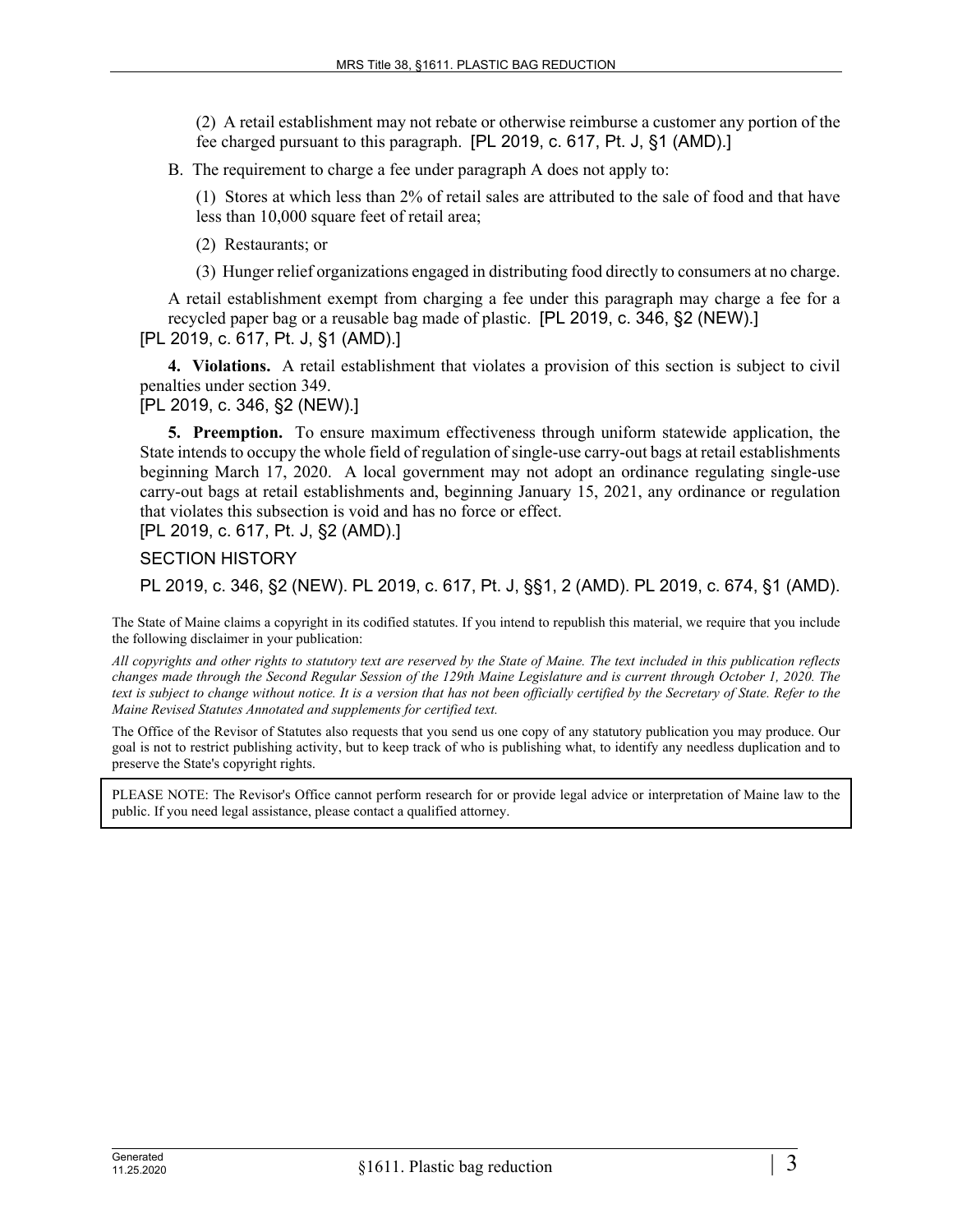(2) A retail establishment may not rebate or otherwise reimburse a customer any portion of the fee charged pursuant to this paragraph. [PL 2019, c. 617, Pt. J, §1 (AMD).]

B. The requirement to charge a fee under paragraph A does not apply to:

(1) Stores at which less than 2% of retail sales are attributed to the sale of food and that have less than 10,000 square feet of retail area;

(2) Restaurants; or

(3) Hunger relief organizations engaged in distributing food directly to consumers at no charge.

A retail establishment exempt from charging a fee under this paragraph may charge a fee for a recycled paper bag or a reusable bag made of plastic. [PL 2019, c. 346, §2 (NEW).]

[PL 2019, c. 617, Pt. J, §1 (AMD).]

**4. Violations.** A retail establishment that violates a provision of this section is subject to civil penalties under section 349.

[PL 2019, c. 346, §2 (NEW).]

**5. Preemption.** To ensure maximum effectiveness through uniform statewide application, the State intends to occupy the whole field of regulation of single-use carry-out bags at retail establishments beginning March 17, 2020. A local government may not adopt an ordinance regulating single-use carry-out bags at retail establishments and, beginning January 15, 2021, any ordinance or regulation that violates this subsection is void and has no force or effect.

[PL 2019, c. 617, Pt. J, §2 (AMD).]

SECTION HISTORY

PL 2019, c. 346, §2 (NEW). PL 2019, c. 617, Pt. J, §§1, 2 (AMD). PL 2019, c. 674, §1 (AMD).

The State of Maine claims a copyright in its codified statutes. If you intend to republish this material, we require that you include the following disclaimer in your publication:

*All copyrights and other rights to statutory text are reserved by the State of Maine. The text included in this publication reflects changes made through the Second Regular Session of the 129th Maine Legislature and is current through October 1, 2020. The text is subject to change without notice. It is a version that has not been officially certified by the Secretary of State. Refer to the Maine Revised Statutes Annotated and supplements for certified text.*

The Office of the Revisor of Statutes also requests that you send us one copy of any statutory publication you may produce. Our goal is not to restrict publishing activity, but to keep track of who is publishing what, to identify any needless duplication and to preserve the State's copyright rights.

PLEASE NOTE: The Revisor's Office cannot perform research for or provide legal advice or interpretation of Maine law to the public. If you need legal assistance, please contact a qualified attorney.